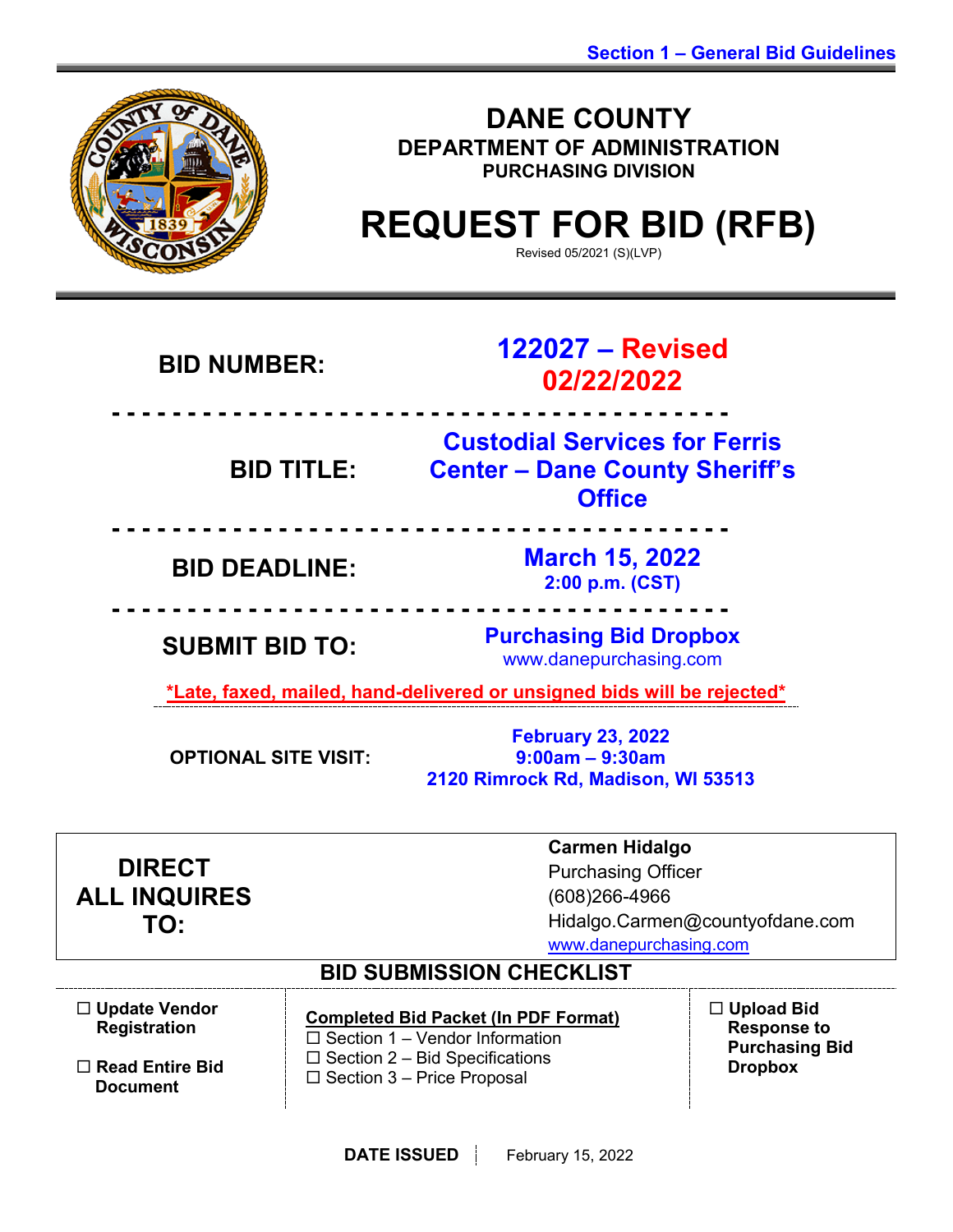Section 1 – General Bid Guidelines

# DANE COUNTY

## DEPARTMENT OF ADMINISTRATION

### PURCHASING DIVISION

# REQUEST FOR BID (RFB)

Revised 05/2021 (S)(LVP)

| | |
|---|---|
| **BID NUMBER:** | **122027 – Revised 02/22/2022** |
| **BID TITLE:** | **Custodial Services for Ferris Center – Dane County Sheriff's Office** |
| **BID DEADLINE:** | **March 15, 2022** **2:00 p.m. (CST)** |
| **SUBMIT BID TO:** | **Purchasing Bid Dropbox** www.danepurchasing.com |

**\*Late, faxed, mailed, hand-delivered or unsigned bids will be rejected\***

| | |
|---|---|
| **OPTIONAL SITE VISIT:** | **February 23, 2022** **9:00am – 9:30am** **2120 Rimrock Rd, Madison, WI 53513** |

| | |
|---|---|
| **DIRECT ALL INQUIRES TO:** | **Carmen Hidalgo** Purchasing Officer (608)266-4966 Hidalgo.Carmen@countyofdane.com www.danepurchasing.com |

## BID SUBMISSION CHECKLIST

| | | |
|---|---|---|
| ☐ **Update Vendor Registration** ☐ **Read Entire Bid Document** | **Completed Bid Packet (In PDF Format)** ☐ Section 1 – Vendor Information ☐ Section 2 – Bid Specifications ☐ Section 3 – Price Proposal | ☐ **Upload Bid Response to Purchasing Bid Dropbox** |

**DATE ISSUED** | February 15, 2022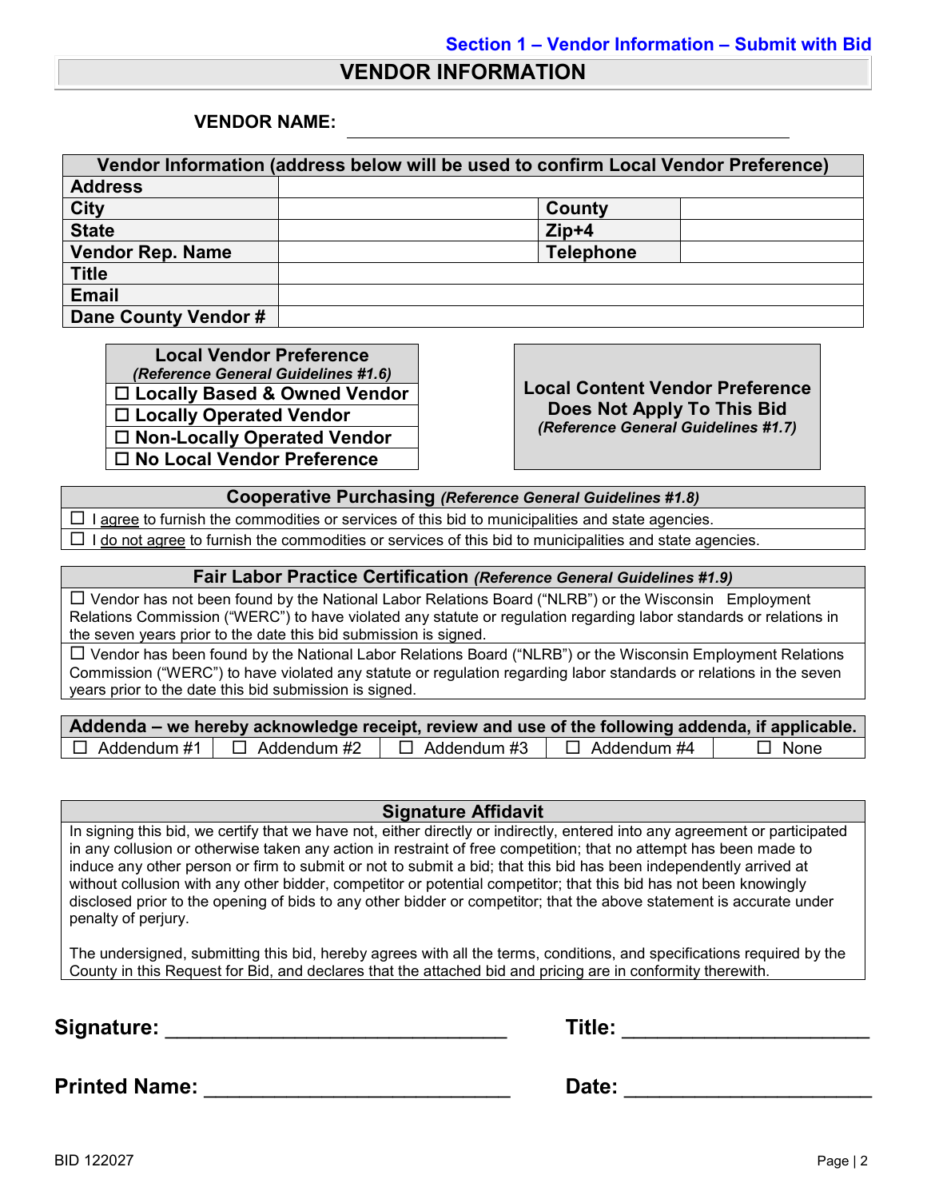**Section 1 – Vendor Information – Submit with Bid**

# VENDOR INFORMATION

**VENDOR NAME:** ________________________________________

| Vendor Information (address below will be used to confirm Local Vendor Preference) | | | |
|---|---|---|---|
| **Address** | | | |
| **City** | | **County** | |
| **State** | | **Zip+4** | |
| **Vendor Rep. Name** | | **Telephone** | |
| **Title** | | | |
| **Email** | | | |
| **Dane County Vendor #** | | | |

| **Local Vendor Preference** *(Reference General Guidelines #1.6)* |
|---|
| ☐ **Locally Based & Owned Vendor** |
| ☐ **Locally Operated Vendor** |
| ☐ **Non-Locally Operated Vendor** |
| ☐ **No Local Vendor Preference** |

**Local Content Vendor Preference Does Not Apply To This Bid**
*(Reference General Guidelines #1.7)*

| **Cooperative Purchasing** *(Reference General Guidelines #1.8)* |
|---|
| ☐ I agree to furnish the commodities or services of this bid to municipalities and state agencies. |
| ☐ I do not agree to furnish the commodities or services of this bid to municipalities and state agencies. |

| **Fair Labor Practice Certification** *(Reference General Guidelines #1.9)* |
|---|
| ☐ Vendor has not been found by the National Labor Relations Board ("NLRB") or the Wisconsin Employment Relations Commission ("WERC") to have violated any statute or regulation regarding labor standards or relations in the seven years prior to the date this bid submission is signed. |
| ☐ Vendor has been found by the National Labor Relations Board ("NLRB") or the Wisconsin Employment Relations Commission ("WERC") to have violated any statute or regulation regarding labor standards or relations in the seven years prior to the date this bid submission is signed. |

| **Addenda – we hereby acknowledge receipt, review and use of the following addenda, if applicable.** | | | | |
|---|---|---|---|---|
| ☐ Addendum #1 | ☐ Addendum #2 | ☐ Addendum #3 | ☐ Addendum #4 | ☐ None |

| **Signature Affidavit** |
|---|
| In signing this bid, we certify that we have not, either directly or indirectly, entered into any agreement or participated in any collusion or otherwise taken any action in restraint of free competition; that no attempt has been made to induce any other person or firm to submit or not to submit a bid; that this bid has been independently arrived at without collusion with any other bidder, competitor or potential competitor; that this bid has not been knowingly disclosed prior to the opening of bids to any other bidder or competitor; that the above statement is accurate under penalty of perjury.<br><br>The undersigned, submitting this bid, hereby agrees with all the terms, conditions, and specifications required by the County in this Request for Bid, and declares that the attached bid and pricing are in conformity therewith. |

**Signature:** ______________________________ **Title:** ______________________

**Printed Name:** ___________________________ **Date:** ______________________

BID 122027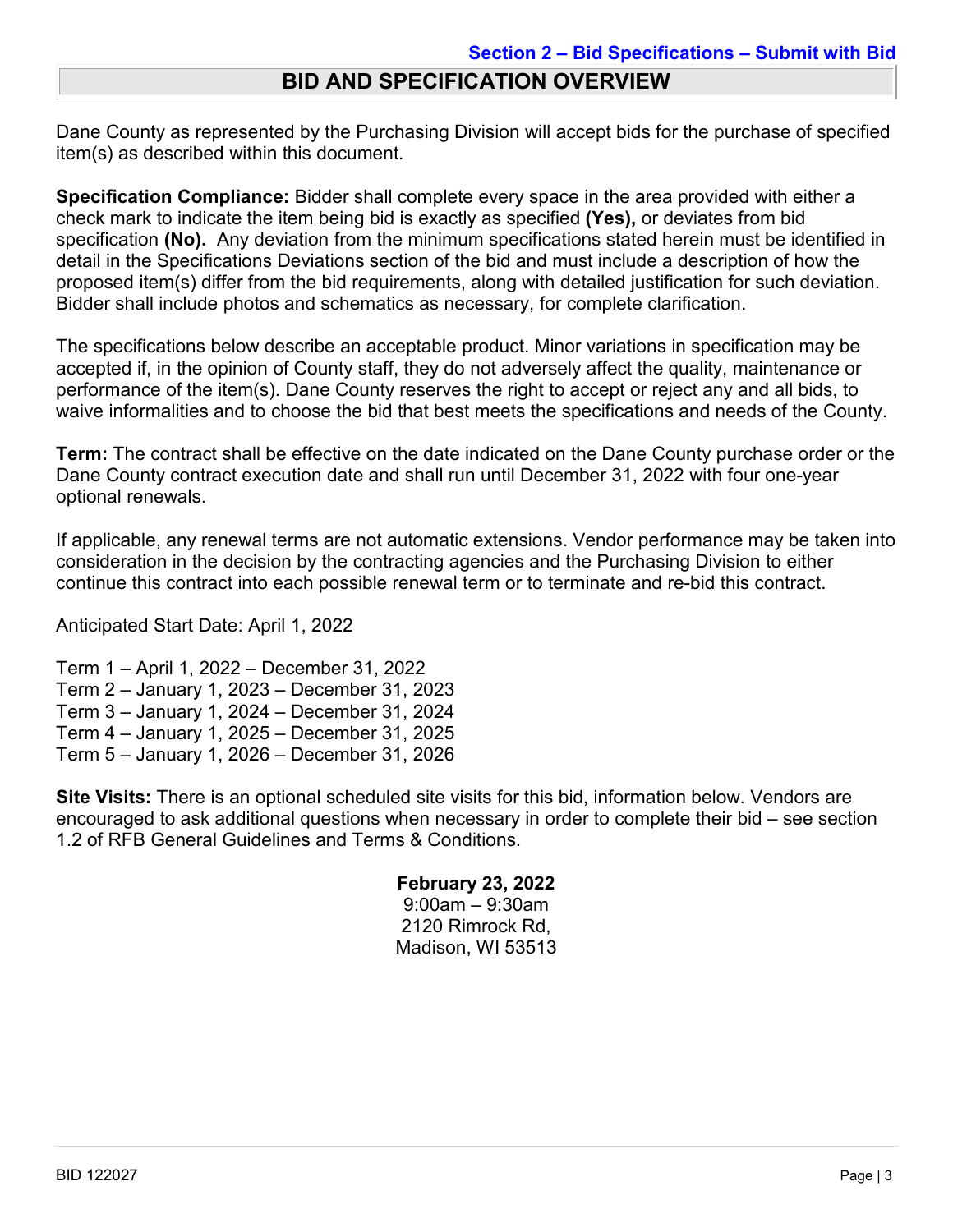**Section 2 – Bid Specifications – Submit with Bid**

## BID AND SPECIFICATION OVERVIEW

Dane County as represented by the Purchasing Division will accept bids for the purchase of specified item(s) as described within this document.

**Specification Compliance:** Bidder shall complete every space in the area provided with either a check mark to indicate the item being bid is exactly as specified **(Yes),** or deviates from bid specification **(No).** Any deviation from the minimum specifications stated herein must be identified in detail in the Specifications Deviations section of the bid and must include a description of how the proposed item(s) differ from the bid requirements, along with detailed justification for such deviation. Bidder shall include photos and schematics as necessary, for complete clarification.

The specifications below describe an acceptable product. Minor variations in specification may be accepted if, in the opinion of County staff, they do not adversely affect the quality, maintenance or performance of the item(s). Dane County reserves the right to accept or reject any and all bids, to waive informalities and to choose the bid that best meets the specifications and needs of the County.

**Term:** The contract shall be effective on the date indicated on the Dane County purchase order or the Dane County contract execution date and shall run until December 31, 2022 with four one-year optional renewals.

If applicable, any renewal terms are not automatic extensions. Vendor performance may be taken into consideration in the decision by the contracting agencies and the Purchasing Division to either continue this contract into each possible renewal term or to terminate and re-bid this contract.

Anticipated Start Date: April 1, 2022

Term 1 – April 1, 2022 – December 31, 2022
Term 2 – January 1, 2023 – December 31, 2023
Term 3 – January 1, 2024 – December 31, 2024
Term 4 – January 1, 2025 – December 31, 2025
Term 5 – January 1, 2026 – December 31, 2026

**Site Visits:** There is an optional scheduled site visits for this bid, information below. Vendors are encouraged to ask additional questions when necessary in order to complete their bid – see section 1.2 of RFB General Guidelines and Terms & Conditions.

**February 23, 2022**
9:00am – 9:30am
2120 Rimrock Rd,
Madison, WI 53513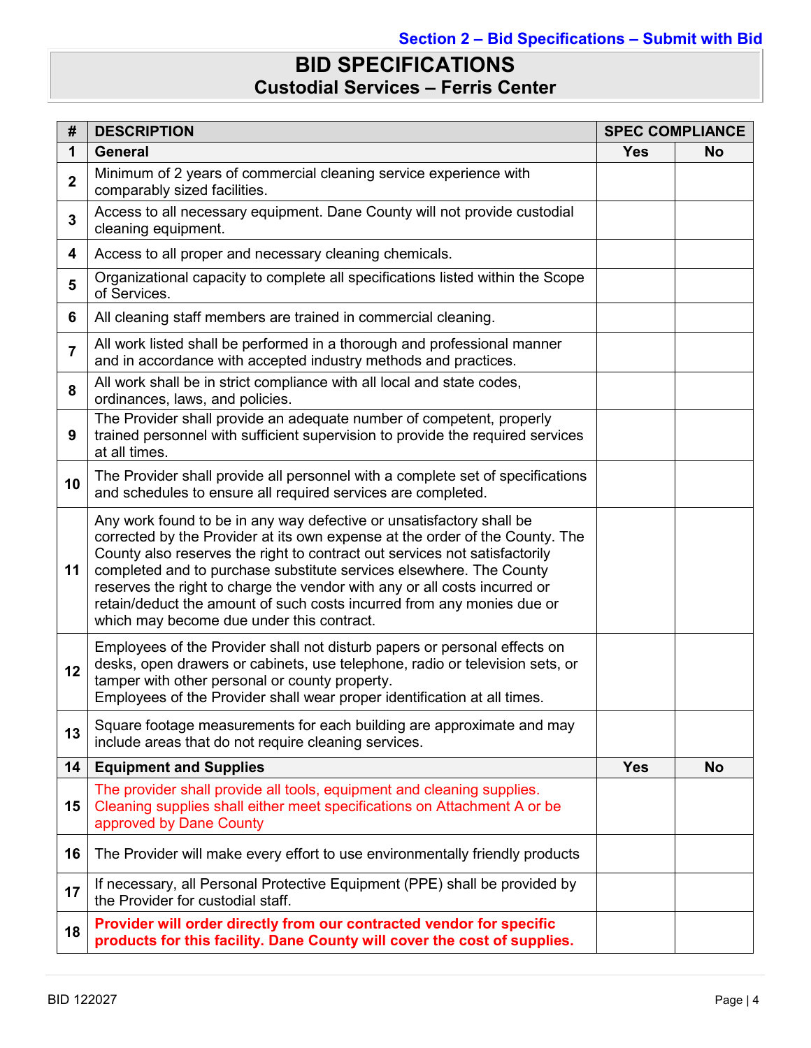Section 2 – Bid Specifications – Submit with Bid

# BID SPECIFICATIONS
## Custodial Services – Ferris Center

| # | DESCRIPTION | SPEC COMPLIANCE | |
|---|---|---|---|
| **1** | **General** | **Yes** | **No** |
| **2** | Minimum of 2 years of commercial cleaning service experience with comparably sized facilities. | | |
| **3** | Access to all necessary equipment. Dane County will not provide custodial cleaning equipment. | | |
| **4** | Access to all proper and necessary cleaning chemicals. | | |
| **5** | Organizational capacity to complete all specifications listed within the Scope of Services. | | |
| **6** | All cleaning staff members are trained in commercial cleaning. | | |
| **7** | All work listed shall be performed in a thorough and professional manner and in accordance with accepted industry methods and practices. | | |
| **8** | All work shall be in strict compliance with all local and state codes, ordinances, laws, and policies. | | |
| **9** | The Provider shall provide an adequate number of competent, properly trained personnel with sufficient supervision to provide the required services at all times. | | |
| **10** | The Provider shall provide all personnel with a complete set of specifications and schedules to ensure all required services are completed. | | |
| **11** | Any work found to be in any way defective or unsatisfactory shall be corrected by the Provider at its own expense at the order of the County. The County also reserves the right to contract out services not satisfactorily completed and to purchase substitute services elsewhere. The County reserves the right to charge the vendor with any or all costs incurred or retain/deduct the amount of such costs incurred from any monies due or which may become due under this contract. | | |
| **12** | Employees of the Provider shall not disturb papers or personal effects on desks, open drawers or cabinets, use telephone, radio or television sets, or tamper with other personal or county property. Employees of the Provider shall wear proper identification at all times. | | |
| **13** | Square footage measurements for each building are approximate and may include areas that do not require cleaning services. | | |
| **14** | **Equipment and Supplies** | **Yes** | **No** |
| **15** | The provider shall provide all tools, equipment and cleaning supplies. Cleaning supplies shall either meet specifications on Attachment A or be approved by Dane County | | |
| **16** | The Provider will make every effort to use environmentally friendly products | | |
| **17** | If necessary, all Personal Protective Equipment (PPE) shall be provided by the Provider for custodial staff. | | |
| **18** | **Provider will order directly from our contracted vendor for specific products for this facility. Dane County will cover the cost of supplies.** | | |

BID 122027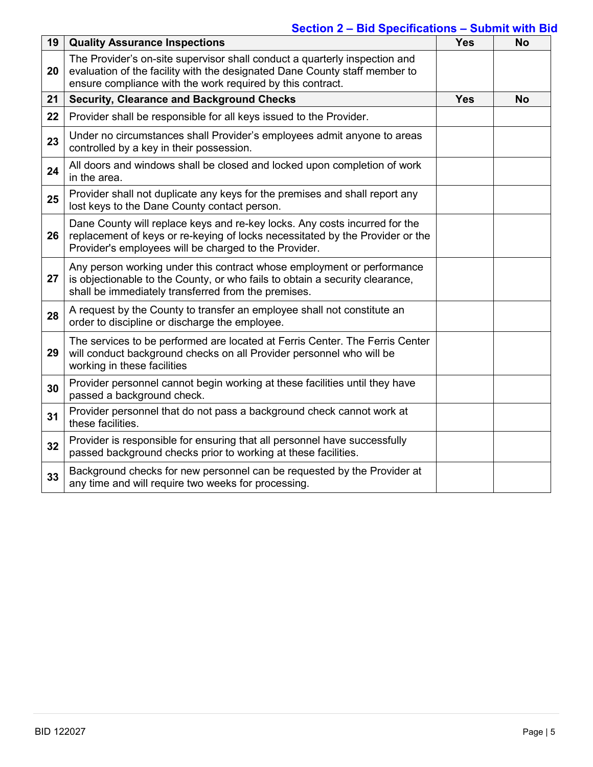**Section 2 – Bid Specifications – Submit with Bid**

| 19 | **Quality Assurance Inspections** | **Yes** | **No** |
|---|---|---|---|
| **20** | The Provider's on-site supervisor shall conduct a quarterly inspection and evaluation of the facility with the designated Dane County staff member to ensure compliance with the work required by this contract. | | |
| **21** | **Security, Clearance and Background Checks** | **Yes** | **No** |
| **22** | Provider shall be responsible for all keys issued to the Provider. | | |
| **23** | Under no circumstances shall Provider's employees admit anyone to areas controlled by a key in their possession. | | |
| **24** | All doors and windows shall be closed and locked upon completion of work in the area. | | |
| **25** | Provider shall not duplicate any keys for the premises and shall report any lost keys to the Dane County contact person. | | |
| **26** | Dane County will replace keys and re-key locks. Any costs incurred for the replacement of keys or re-keying of locks necessitated by the Provider or the Provider's employees will be charged to the Provider. | | |
| **27** | Any person working under this contract whose employment or performance is objectionable to the County, or who fails to obtain a security clearance, shall be immediately transferred from the premises. | | |
| **28** | A request by the County to transfer an employee shall not constitute an order to discipline or discharge the employee. | | |
| **29** | The services to be performed are located at Ferris Center. The Ferris Center will conduct background checks on all Provider personnel who will be working in these facilities | | |
| **30** | Provider personnel cannot begin working at these facilities until they have passed a background check. | | |
| **31** | Provider personnel that do not pass a background check cannot work at these facilities. | | |
| **32** | Provider is responsible for ensuring that all personnel have successfully passed background checks prior to working at these facilities. | | |
| **33** | Background checks for new personnel can be requested by the Provider at any time and will require two weeks for processing. | | |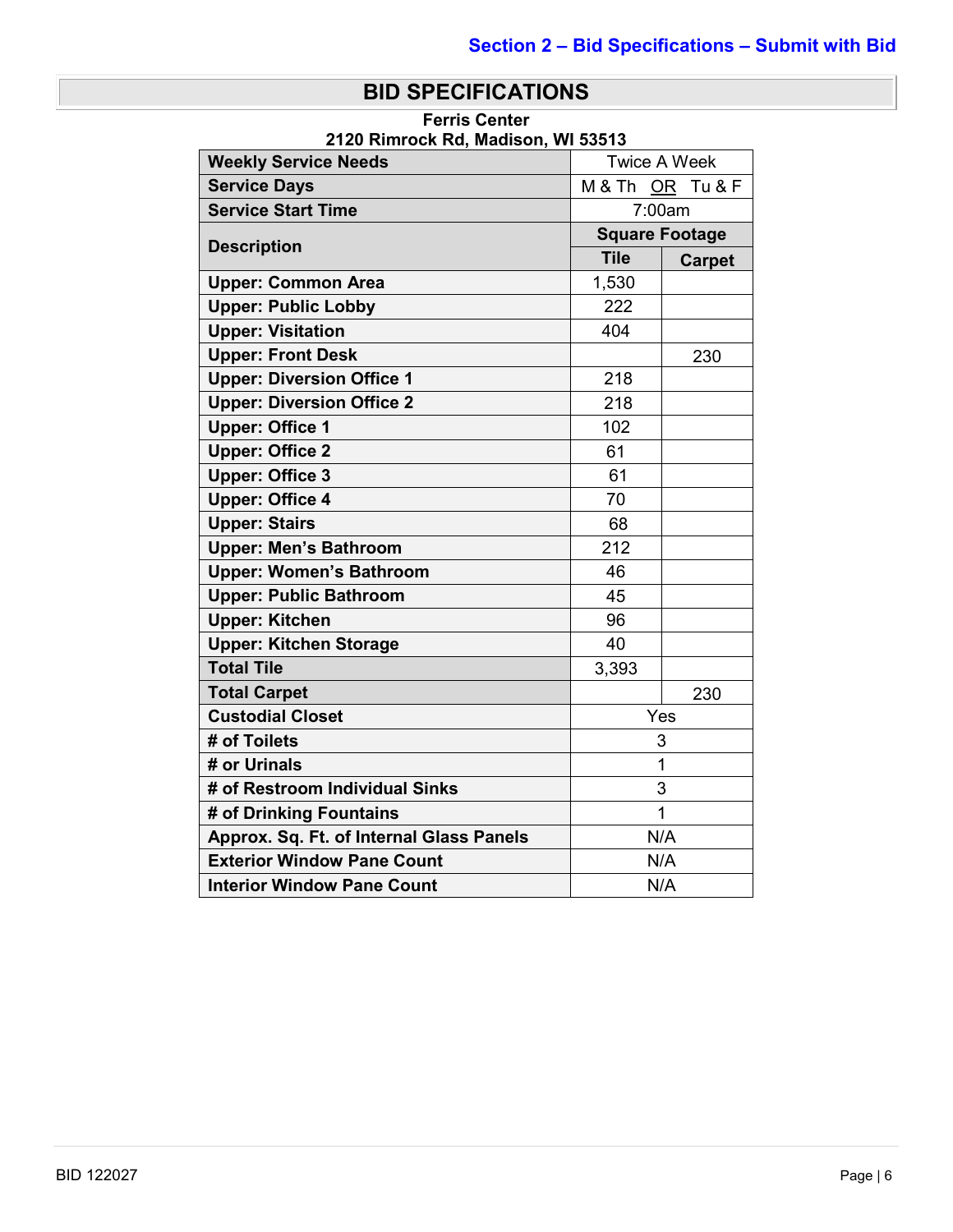Section 2 – Bid Specifications – Submit with Bid

# BID SPECIFICATIONS

**Ferris Center**
**2120 Rimrock Rd, Madison, WI 53513**

| **Weekly Service Needs** | Twice A Week | |
|---|---|---|
| **Service Days** | M & Th OR Tu & F | |
| **Service Start Time** | 7:00am | |
| **Description** | **Square Footage** | |
| | **Tile** | **Carpet** |
| **Upper: Common Area** | 1,530 | |
| **Upper: Public Lobby** | 222 | |
| **Upper: Visitation** | 404 | |
| **Upper: Front Desk** | | 230 |
| **Upper: Diversion Office 1** | 218 | |
| **Upper: Diversion Office 2** | 218 | |
| **Upper: Office 1** | 102 | |
| **Upper: Office 2** | 61 | |
| **Upper: Office 3** | 61 | |
| **Upper: Office 4** | 70 | |
| **Upper: Stairs** | 68 | |
| **Upper: Men's Bathroom** | 212 | |
| **Upper: Women's Bathroom** | 46 | |
| **Upper: Public Bathroom** | 45 | |
| **Upper: Kitchen** | 96 | |
| **Upper: Kitchen Storage** | 40 | |
| **Total Tile** | 3,393 | |
| **Total Carpet** | | 230 |
| **Custodial Closet** | Yes | |
| **# of Toilets** | 3 | |
| **# or Urinals** | 1 | |
| **# of Restroom Individual Sinks** | 3 | |
| **# of Drinking Fountains** | 1 | |
| **Approx. Sq. Ft. of Internal Glass Panels** | N/A | |
| **Exterior Window Pane Count** | N/A | |
| **Interior Window Pane Count** | N/A | |

BID 122027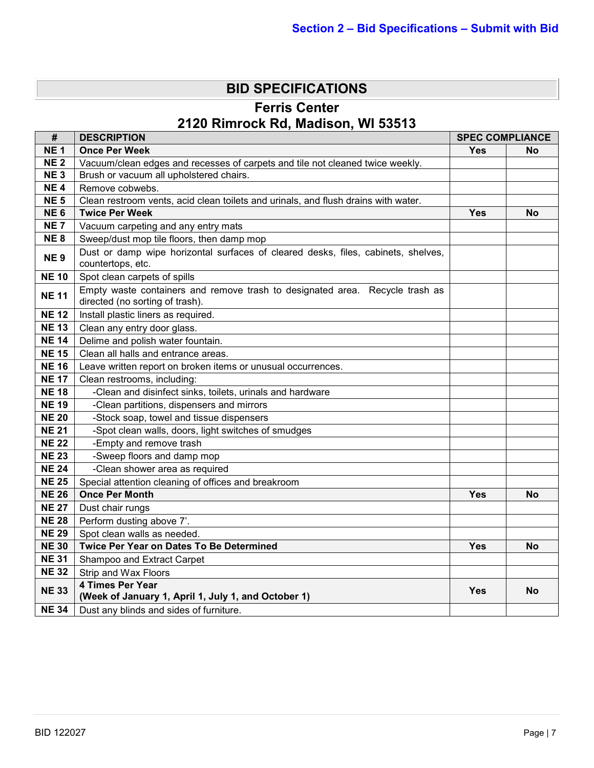## BID SPECIFICATIONS

### Ferris Center
### 2120 Rimrock Rd, Madison, WI 53513

| # | DESCRIPTION | SPEC COMPLIANCE | |
|---|---|---|---|
| **NE 1** | **Once Per Week** | **Yes** | **No** |
| **NE 2** | Vacuum/clean edges and recesses of carpets and tile not cleaned twice weekly. | | |
| **NE 3** | Brush or vacuum all upholstered chairs. | | |
| **NE 4** | Remove cobwebs. | | |
| **NE 5** | Clean restroom vents, acid clean toilets and urinals, and flush drains with water. | | |
| **NE 6** | **Twice Per Week** | **Yes** | **No** |
| **NE 7** | Vacuum carpeting and any entry mats | | |
| **NE 8** | Sweep/dust mop tile floors, then damp mop | | |
| **NE 9** | Dust or damp wipe horizontal surfaces of cleared desks, files, cabinets, shelves, countertops, etc. | | |
| **NE 10** | Spot clean carpets of spills | | |
| **NE 11** | Empty waste containers and remove trash to designated area. Recycle trash as directed (no sorting of trash). | | |
| **NE 12** | Install plastic liners as required. | | |
| **NE 13** | Clean any entry door glass. | | |
| **NE 14** | Delime and polish water fountain. | | |
| **NE 15** | Clean all halls and entrance areas. | | |
| **NE 16** | Leave written report on broken items or unusual occurrences. | | |
| **NE 17** | Clean restrooms, including: | | |
| **NE 18** | -Clean and disinfect sinks, toilets, urinals and hardware | | |
| **NE 19** | -Clean partitions, dispensers and mirrors | | |
| **NE 20** | -Stock soap, towel and tissue dispensers | | |
| **NE 21** | -Spot clean walls, doors, light switches of smudges | | |
| **NE 22** | -Empty and remove trash | | |
| **NE 23** | -Sweep floors and damp mop | | |
| **NE 24** | -Clean shower area as required | | |
| **NE 25** | Special attention cleaning of offices and breakroom | | |
| **NE 26** | **Once Per Month** | **Yes** | **No** |
| **NE 27** | Dust chair rungs | | |
| **NE 28** | Perform dusting above 7'. | | |
| **NE 29** | Spot clean walls as needed. | | |
| **NE 30** | **Twice Per Year on Dates To Be Determined** | **Yes** | **No** |
| **NE 31** | Shampoo and Extract Carpet | | |
| **NE 32** | Strip and Wax Floors | | |
| **NE 33** | **4 Times Per Year (Week of January 1, April 1, July 1, and October 1)** | **Yes** | **No** |
| **NE 34** | Dust any blinds and sides of furniture. | | |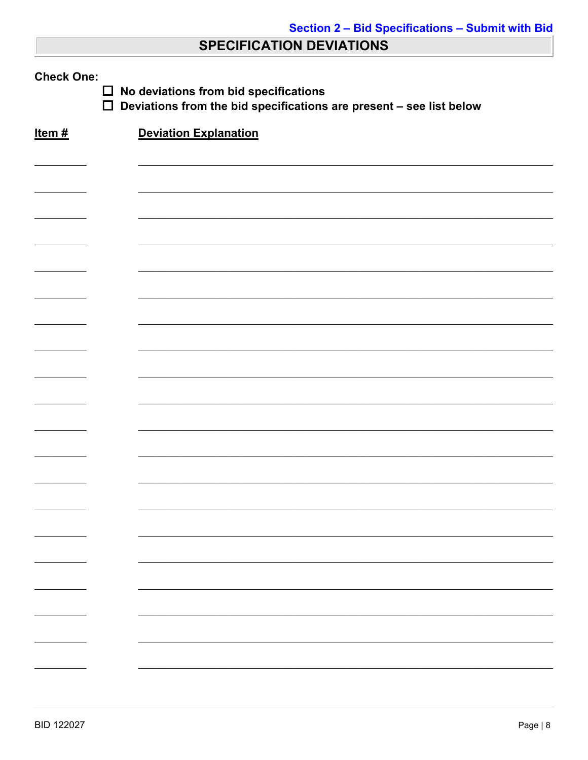Section 2 – Bid Specifications – Submit with Bid

## SPECIFICATION DEVIATIONS

**Check One:**

- ☐ **No deviations from bid specifications**
- ☐ **Deviations from the bid specifications are present – see list below**

| Item # | Deviation Explanation |
|---|---|
| | |
| | |
| | |
| | |
| | |
| | |
| | |
| | |
| | |
| | |
| | |
| | |
| | |
| | |
| | |
| | |
| | |
| | |
| | |
| | |